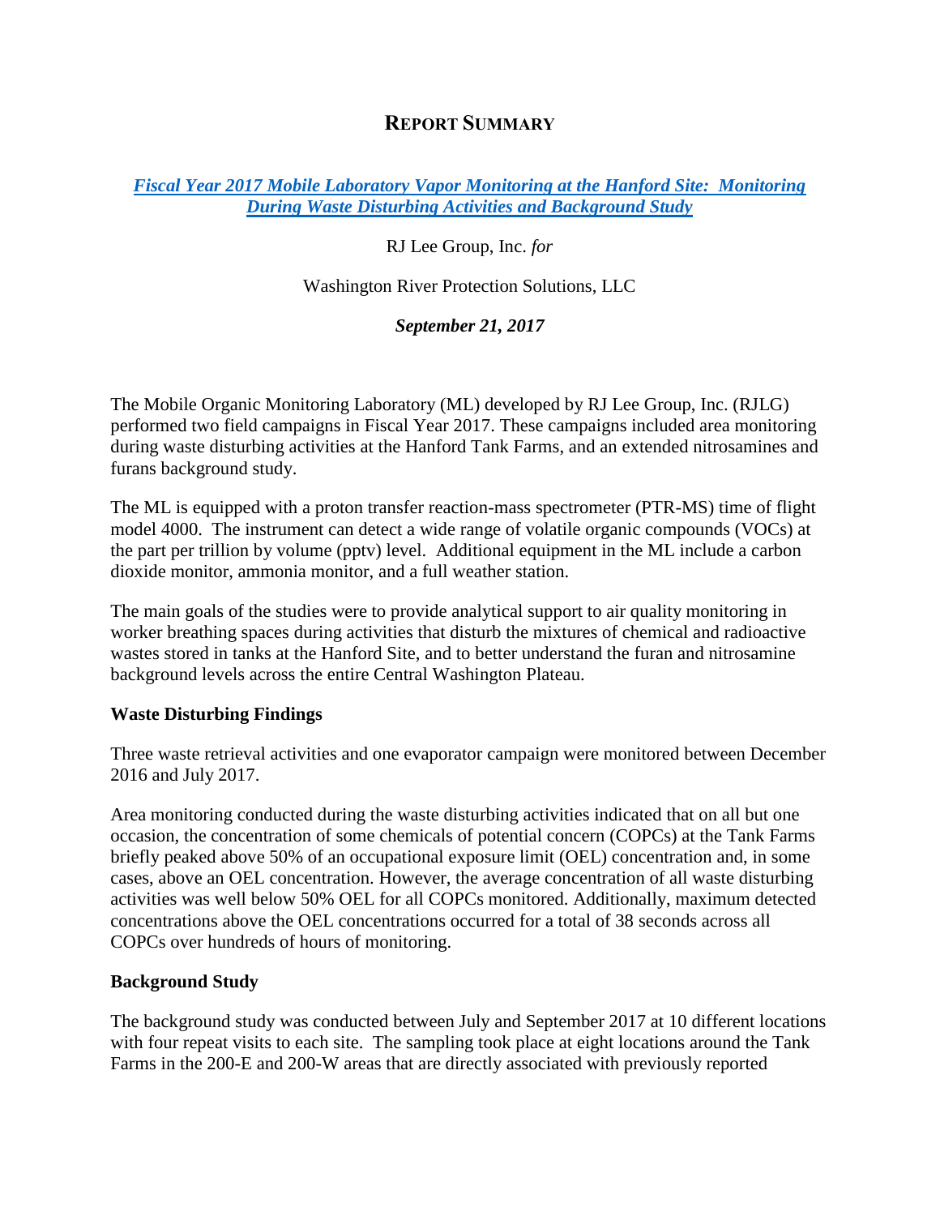# REPORT SUMMARY

***[Fiscal Year 2017 Mobile Laboratory Vapor Monitoring at the Hanford Site: Monitoring During Waste Disturbing Activities and Background Study]()***

RJ Lee Group, Inc. *for*

Washington River Protection Solutions, LLC

***September 21, 2017***

The Mobile Organic Monitoring Laboratory (ML) developed by RJ Lee Group, Inc. (RJLG) performed two field campaigns in Fiscal Year 2017. These campaigns included area monitoring during waste disturbing activities at the Hanford Tank Farms, and an extended nitrosamines and furans background study.

The ML is equipped with a proton transfer reaction-mass spectrometer (PTR-MS) time of flight model 4000. The instrument can detect a wide range of volatile organic compounds (VOCs) at the part per trillion by volume (pptv) level. Additional equipment in the ML include a carbon dioxide monitor, ammonia monitor, and a full weather station.

The main goals of the studies were to provide analytical support to air quality monitoring in worker breathing spaces during activities that disturb the mixtures of chemical and radioactive wastes stored in tanks at the Hanford Site, and to better understand the furan and nitrosamine background levels across the entire Central Washington Plateau.

**Waste Disturbing Findings**

Three waste retrieval activities and one evaporator campaign were monitored between December 2016 and July 2017.

Area monitoring conducted during the waste disturbing activities indicated that on all but one occasion, the concentration of some chemicals of potential concern (COPCs) at the Tank Farms briefly peaked above 50% of an occupational exposure limit (OEL) concentration and, in some cases, above an OEL concentration. However, the average concentration of all waste disturbing activities was well below 50% OEL for all COPCs monitored. Additionally, maximum detected concentrations above the OEL concentrations occurred for a total of 38 seconds across all COPCs over hundreds of hours of monitoring.

**Background Study**

The background study was conducted between July and September 2017 at 10 different locations with four repeat visits to each site. The sampling took place at eight locations around the Tank Farms in the 200-E and 200-W areas that are directly associated with previously reported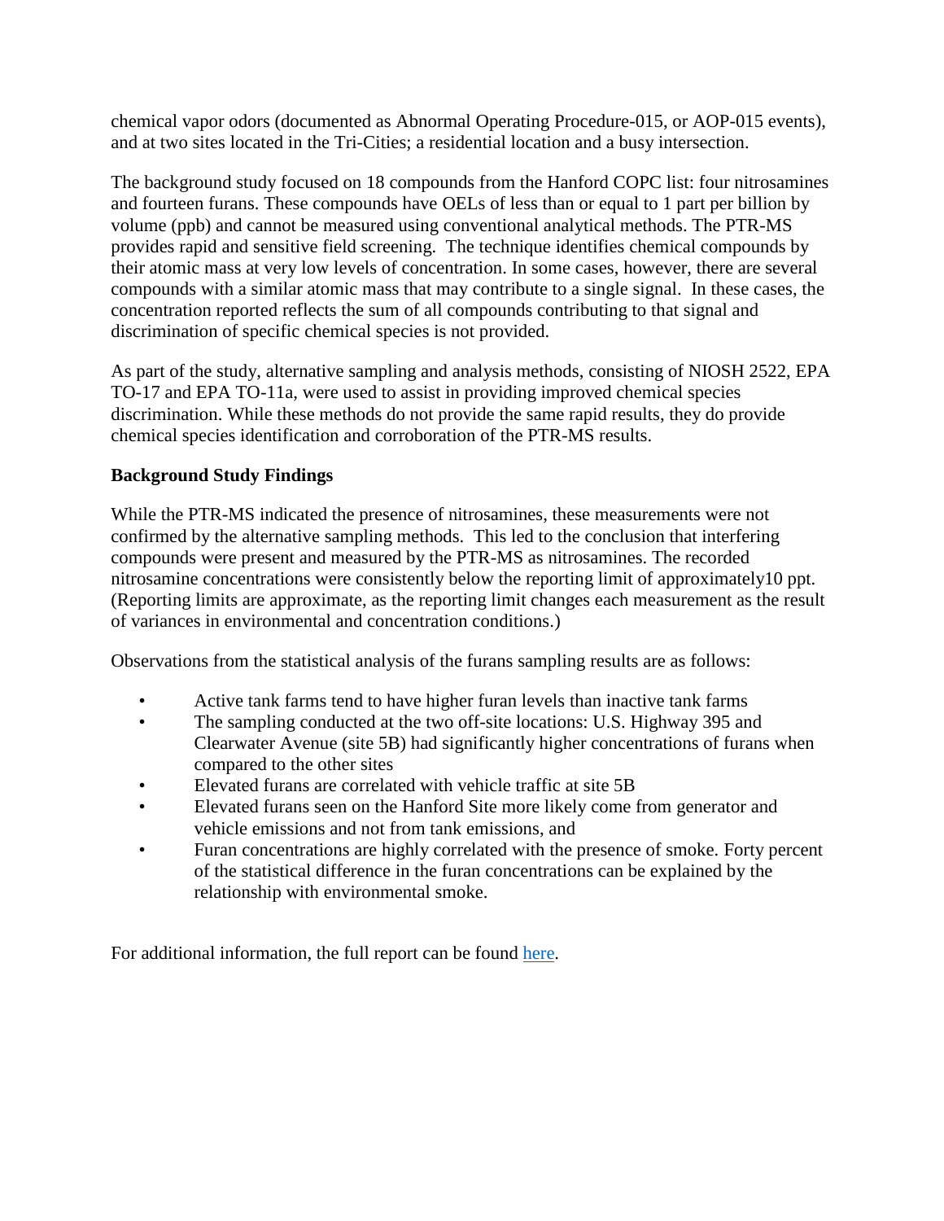chemical vapor odors (documented as Abnormal Operating Procedure-015, or AOP-015 events), and at two sites located in the Tri-Cities; a residential location and a busy intersection.

The background study focused on 18 compounds from the Hanford COPC list: four nitrosamines and fourteen furans. These compounds have OELs of less than or equal to 1 part per billion by volume (ppb) and cannot be measured using conventional analytical methods. The PTR-MS provides rapid and sensitive field screening. The technique identifies chemical compounds by their atomic mass at very low levels of concentration. In some cases, however, there are several compounds with a similar atomic mass that may contribute to a single signal. In these cases, the concentration reported reflects the sum of all compounds contributing to that signal and discrimination of specific chemical species is not provided.

As part of the study, alternative sampling and analysis methods, consisting of NIOSH 2522, EPA TO-17 and EPA TO-11a, were used to assist in providing improved chemical species discrimination. While these methods do not provide the same rapid results, they do provide chemical species identification and corroboration of the PTR-MS results.

**Background Study Findings**

While the PTR-MS indicated the presence of nitrosamines, these measurements were not confirmed by the alternative sampling methods. This led to the conclusion that interfering compounds were present and measured by the PTR-MS as nitrosamines. The recorded nitrosamine concentrations were consistently below the reporting limit of approximately10 ppt. (Reporting limits are approximate, as the reporting limit changes each measurement as the result of variances in environmental and concentration conditions.)

Observations from the statistical analysis of the furans sampling results are as follows:

- Active tank farms tend to have higher furan levels than inactive tank farms
- The sampling conducted at the two off-site locations: U.S. Highway 395 and Clearwater Avenue (site 5B) had significantly higher concentrations of furans when compared to the other sites
- Elevated furans are correlated with vehicle traffic at site 5B
- Elevated furans seen on the Hanford Site more likely come from generator and vehicle emissions and not from tank emissions, and
- Furan concentrations are highly correlated with the presence of smoke. Forty percent of the statistical difference in the furan concentrations can be explained by the relationship with environmental smoke.

For additional information, the full report can be found here.